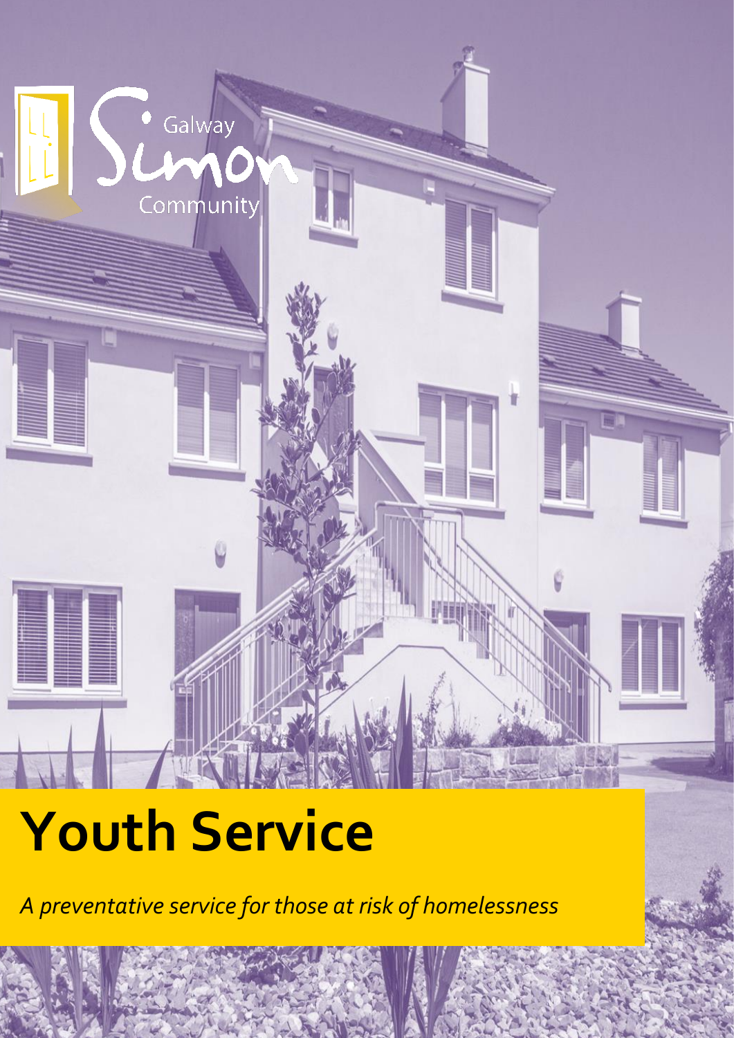Galway Simon Community

# Youth Service

*A preventative service for those at risk of homelessness*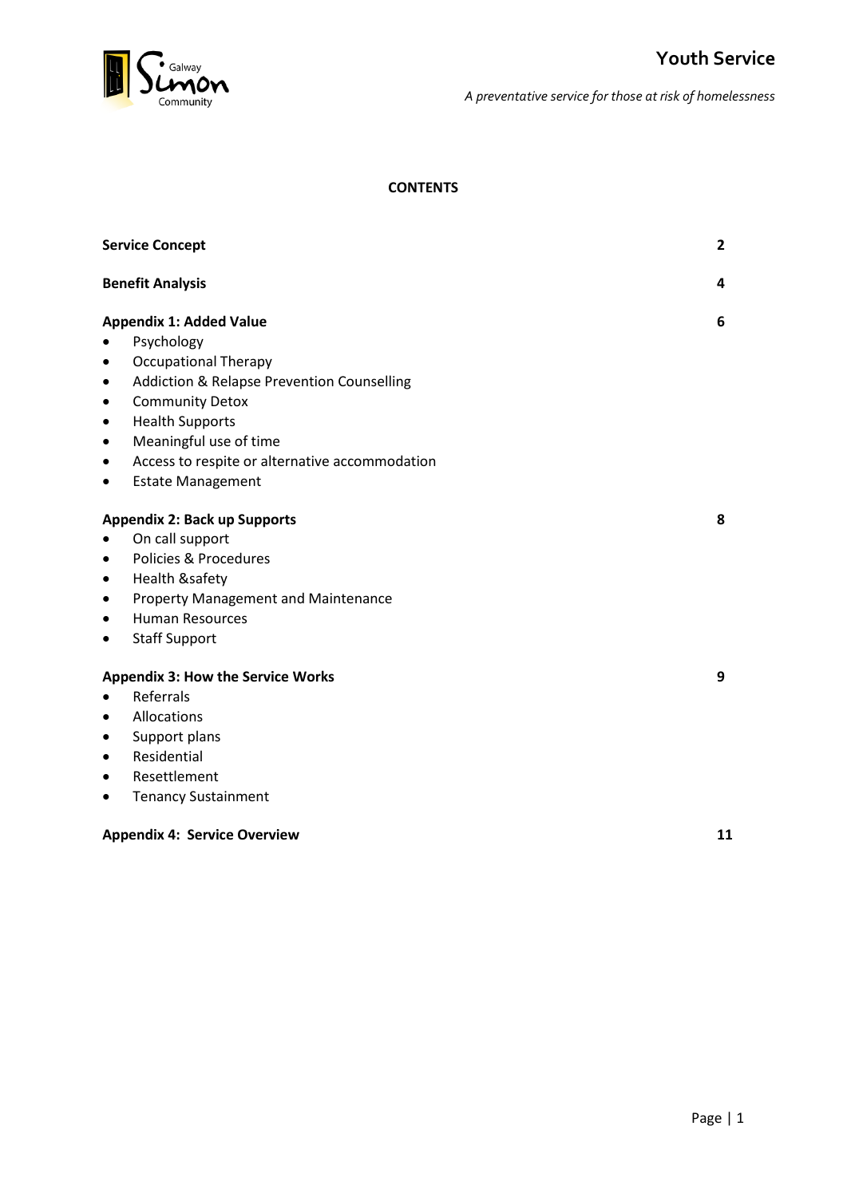**CONTENTS**

| | |
|---|---|
| **Service Concept** | **2** |
| **Benefit Analysis** | **4** |
| **Appendix 1: Added Value** | **6** |
| **Appendix 2: Back up Supports** | **8** |
| **Appendix 3: How the Service Works** | **9** |
| **Appendix 4: Service Overview** | **11** |

**Service Concept** — 2

**Benefit Analysis** — 4

**Appendix 1: Added Value** — 6

- Psychology
- Occupational Therapy
- Addiction & Relapse Prevention Counselling
- Community Detox
- Health Supports
- Meaningful use of time
- Access to respite or alternative accommodation
- Estate Management

**Appendix 2: Back up Supports** — 8

- On call support
- Policies & Procedures
- Health &safety
- Property Management and Maintenance
- Human Resources
- Staff Support

**Appendix 3: How the Service Works** — 9

- Referrals
- Allocations
- Support plans
- Residential
- Resettlement
- Tenancy Sustainment

**Appendix 4: Service Overview** — 11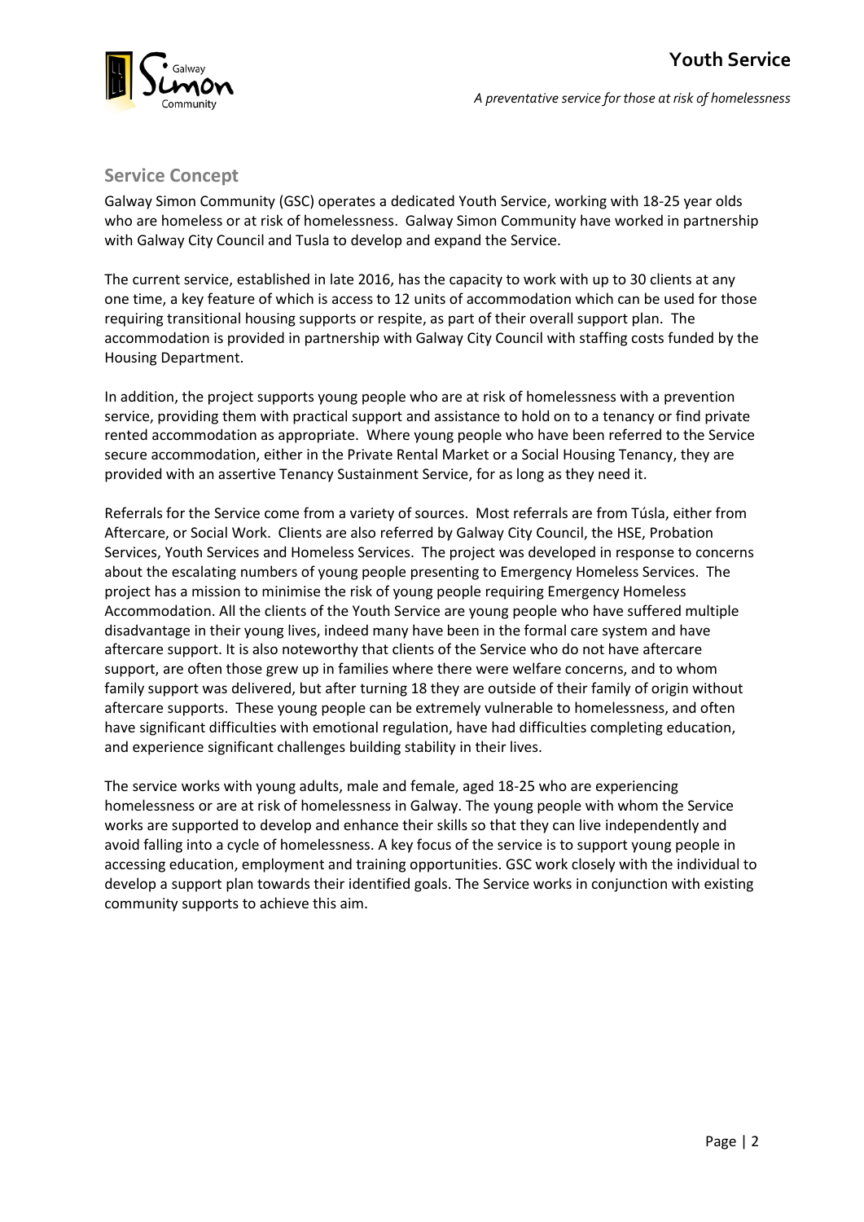## Service Concept

Galway Simon Community (GSC) operates a dedicated Youth Service, working with 18-25 year olds who are homeless or at risk of homelessness. Galway Simon Community have worked in partnership with Galway City Council and Tusla to develop and expand the Service.

The current service, established in late 2016, has the capacity to work with up to 30 clients at any one time, a key feature of which is access to 12 units of accommodation which can be used for those requiring transitional housing supports or respite, as part of their overall support plan. The accommodation is provided in partnership with Galway City Council with staffing costs funded by the Housing Department.

In addition, the project supports young people who are at risk of homelessness with a prevention service, providing them with practical support and assistance to hold on to a tenancy or find private rented accommodation as appropriate. Where young people who have been referred to the Service secure accommodation, either in the Private Rental Market or a Social Housing Tenancy, they are provided with an assertive Tenancy Sustainment Service, for as long as they need it.

Referrals for the Service come from a variety of sources. Most referrals are from Túsla, either from Aftercare, or Social Work. Clients are also referred by Galway City Council, the HSE, Probation Services, Youth Services and Homeless Services. The project was developed in response to concerns about the escalating numbers of young people presenting to Emergency Homeless Services. The project has a mission to minimise the risk of young people requiring Emergency Homeless Accommodation. All the clients of the Youth Service are young people who have suffered multiple disadvantage in their young lives, indeed many have been in the formal care system and have aftercare support. It is also noteworthy that clients of the Service who do not have aftercare support, are often those grew up in families where there were welfare concerns, and to whom family support was delivered, but after turning 18 they are outside of their family of origin without aftercare supports. These young people can be extremely vulnerable to homelessness, and often have significant difficulties with emotional regulation, have had difficulties completing education, and experience significant challenges building stability in their lives.

The service works with young adults, male and female, aged 18-25 who are experiencing homelessness or are at risk of homelessness in Galway. The young people with whom the Service works are supported to develop and enhance their skills so that they can live independently and avoid falling into a cycle of homelessness. A key focus of the service is to support young people in accessing education, employment and training opportunities. GSC work closely with the individual to develop a support plan towards their identified goals. The Service works in conjunction with existing community supports to achieve this aim.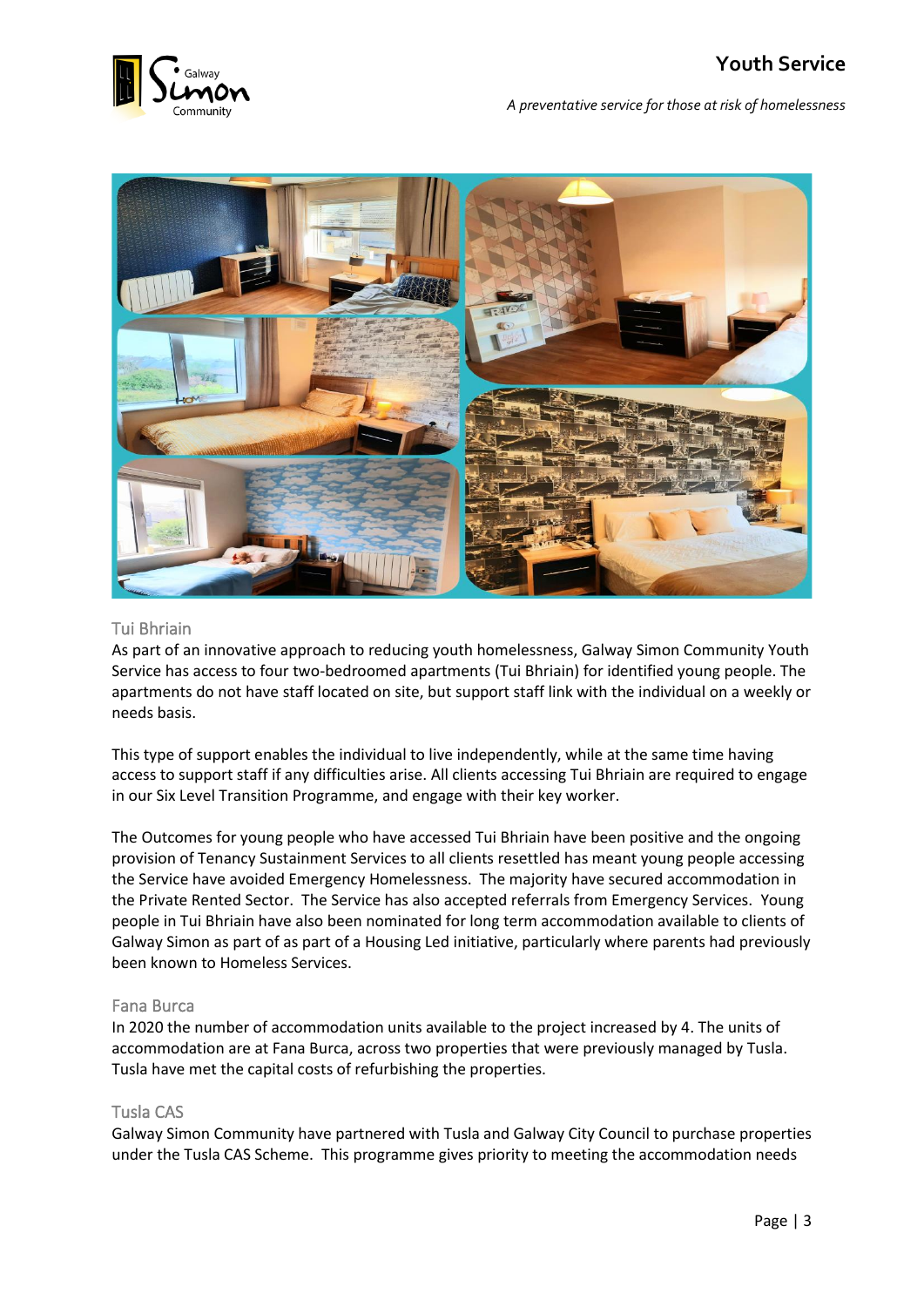## Tui Bhriain

As part of an innovative approach to reducing youth homelessness, Galway Simon Community Youth Service has access to four two-bedroomed apartments (Tui Bhriain) for identified young people. The apartments do not have staff located on site, but support staff link with the individual on a weekly or needs basis.

This type of support enables the individual to live independently, while at the same time having access to support staff if any difficulties arise. All clients accessing Tui Bhriain are required to engage in our Six Level Transition Programme, and engage with their key worker.

The Outcomes for young people who have accessed Tui Bhriain have been positive and the ongoing provision of Tenancy Sustainment Services to all clients resettled has meant young people accessing the Service have avoided Emergency Homelessness. The majority have secured accommodation in the Private Rented Sector. The Service has also accepted referrals from Emergency Services. Young people in Tui Bhriain have also been nominated for long term accommodation available to clients of Galway Simon as part of as part of a Housing Led initiative, particularly where parents had previously been known to Homeless Services.

## Fana Burca

In 2020 the number of accommodation units available to the project increased by 4. The units of accommodation are at Fana Burca, across two properties that were previously managed by Tusla. Tusla have met the capital costs of refurbishing the properties.

## Tusla CAS

Galway Simon Community have partnered with Tusla and Galway City Council to purchase properties under the Tusla CAS Scheme. This programme gives priority to meeting the accommodation needs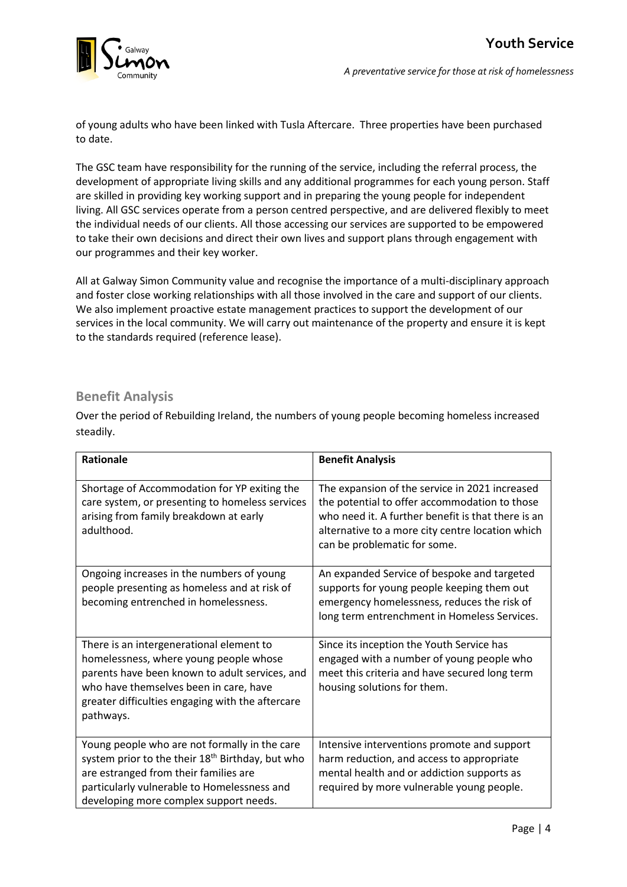of young adults who have been linked with Tusla Aftercare. Three properties have been purchased to date.

The GSC team have responsibility for the running of the service, including the referral process, the development of appropriate living skills and any additional programmes for each young person. Staff are skilled in providing key working support and in preparing the young people for independent living. All GSC services operate from a person centred perspective, and are delivered flexibly to meet the individual needs of our clients. All those accessing our services are supported to be empowered to take their own decisions and direct their own lives and support plans through engagement with our programmes and their key worker.

All at Galway Simon Community value and recognise the importance of a multi-disciplinary approach and foster close working relationships with all those involved in the care and support of our clients. We also implement proactive estate management practices to support the development of our services in the local community. We will carry out maintenance of the property and ensure it is kept to the standards required (reference lease).

## Benefit Analysis

Over the period of Rebuilding Ireland, the numbers of young people becoming homeless increased steadily.

| Rationale | Benefit Analysis |
|---|---|
| Shortage of Accommodation for YP exiting the care system, or presenting to homeless services arising from family breakdown at early adulthood. | The expansion of the service in 2021 increased the potential to offer accommodation to those who need it. A further benefit is that there is an alternative to a more city centre location which can be problematic for some. |
| Ongoing increases in the numbers of young people presenting as homeless and at risk of becoming entrenched in homelessness. | An expanded Service of bespoke and targeted supports for young people keeping them out emergency homelessness, reduces the risk of long term entrenchment in Homeless Services. |
| There is an intergenerational element to homelessness, where young people whose parents have been known to adult services, and who have themselves been in care, have greater difficulties engaging with the aftercare pathways. | Since its inception the Youth Service has engaged with a number of young people who meet this criteria and have secured long term housing solutions for them. |
| Young people who are not formally in the care system prior to the their 18th Birthday, but who are estranged from their families are particularly vulnerable to Homelessness and developing more complex support needs. | Intensive interventions promote and support harm reduction, and access to appropriate mental health and or addiction supports as required by more vulnerable young people. |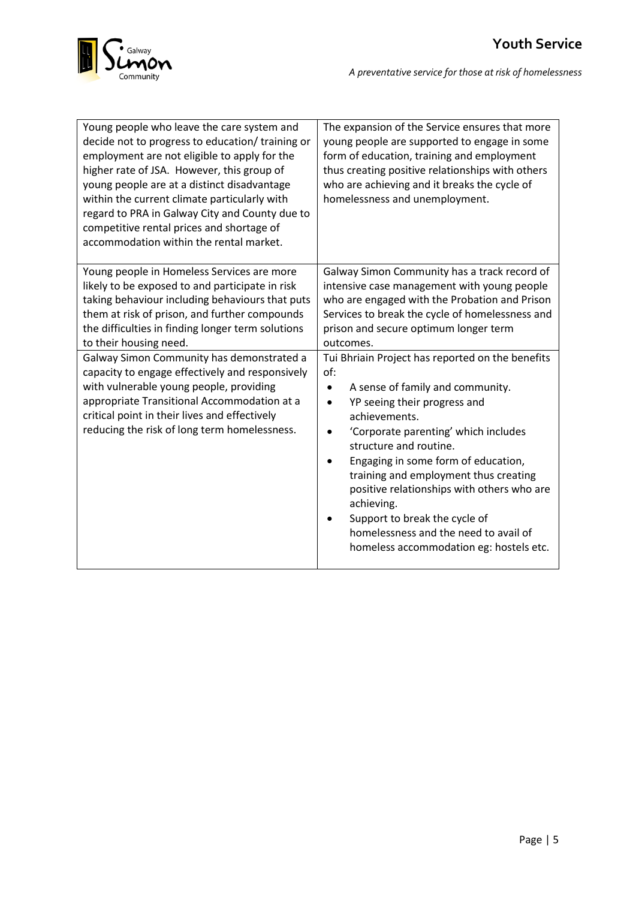| | |
|---|---|
| Young people who leave the care system and decide not to progress to education/ training or employment are not eligible to apply for the higher rate of JSA. However, this group of young people are at a distinct disadvantage within the current climate particularly with regard to PRA in Galway City and County due to competitive rental prices and shortage of accommodation within the rental market. | The expansion of the Service ensures that more young people are supported to engage in some form of education, training and employment thus creating positive relationships with others who are achieving and it breaks the cycle of homelessness and unemployment. |
| Young people in Homeless Services are more likely to be exposed to and participate in risk taking behaviour including behaviours that puts them at risk of prison, and further compounds the difficulties in finding longer term solutions to their housing need. | Galway Simon Community has a track record of intensive case management with young people who are engaged with the Probation and Prison Services to break the cycle of homelessness and prison and secure optimum longer term outcomes. |
| Galway Simon Community has demonstrated a capacity to engage effectively and responsively with vulnerable young people, providing appropriate Transitional Accommodation at a critical point in their lives and effectively reducing the risk of long term homelessness. | Tui Bhriain Project has reported on the benefits of:<br>• A sense of family and community.<br>• YP seeing their progress and achievements.<br>• 'Corporate parenting' which includes structure and routine.<br>• Engaging in some form of education, training and employment thus creating positive relationships with others who are achieving.<br>• Support to break the cycle of homelessness and the need to avail of homeless accommodation eg: hostels etc. |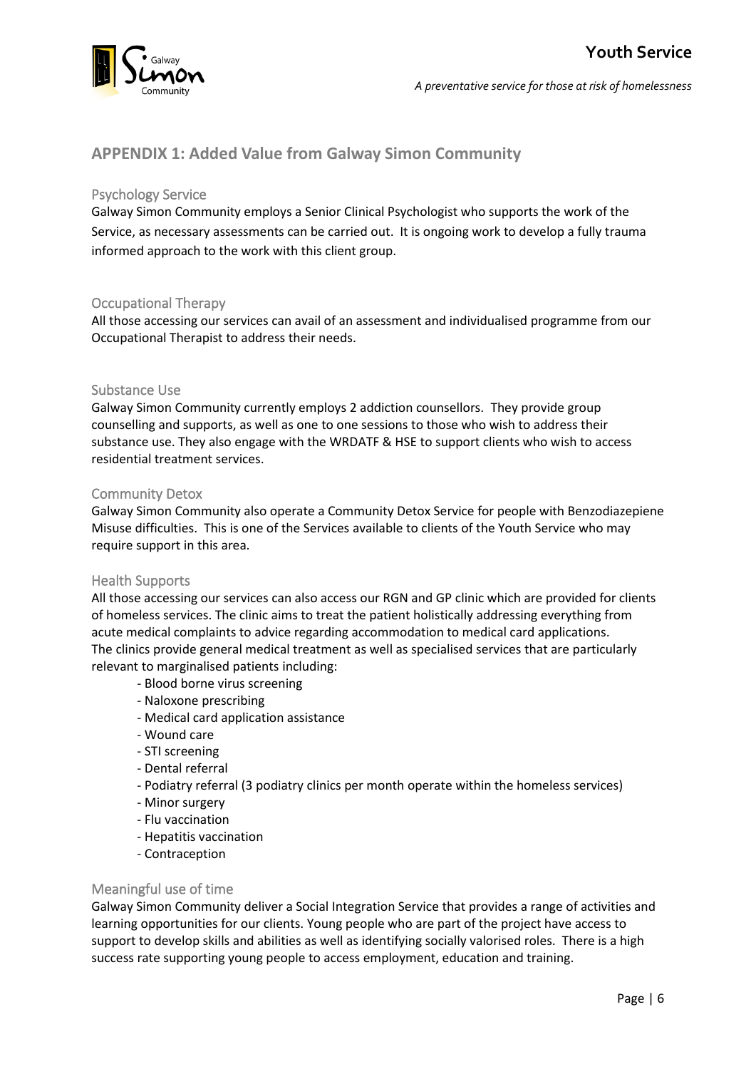## APPENDIX 1: Added Value from Galway Simon Community

### Psychology Service

Galway Simon Community employs a Senior Clinical Psychologist who supports the work of the Service, as necessary assessments can be carried out. It is ongoing work to develop a fully trauma informed approach to the work with this client group.

### Occupational Therapy

All those accessing our services can avail of an assessment and individualised programme from our Occupational Therapist to address their needs.

### Substance Use

Galway Simon Community currently employs 2 addiction counsellors. They provide group counselling and supports, as well as one to one sessions to those who wish to address their substance use. They also engage with the WRDATF & HSE to support clients who wish to access residential treatment services.

### Community Detox

Galway Simon Community also operate a Community Detox Service for people with Benzodiazepiene Misuse difficulties. This is one of the Services available to clients of the Youth Service who may require support in this area.

### Health Supports

All those accessing our services can also access our RGN and GP clinic which are provided for clients of homeless services. The clinic aims to treat the patient holistically addressing everything from acute medical complaints to advice regarding accommodation to medical card applications.
The clinics provide general medical treatment as well as specialised services that are particularly relevant to marginalised patients including:

- Blood borne virus screening
- Naloxone prescribing
- Medical card application assistance
- Wound care
- STI screening
- Dental referral
- Podiatry referral (3 podiatry clinics per month operate within the homeless services)
- Minor surgery
- Flu vaccination
- Hepatitis vaccination
- Contraception

### Meaningful use of time

Galway Simon Community deliver a Social Integration Service that provides a range of activities and learning opportunities for our clients. Young people who are part of the project have access to support to develop skills and abilities as well as identifying socially valorised roles. There is a high success rate supporting young people to access employment, education and training.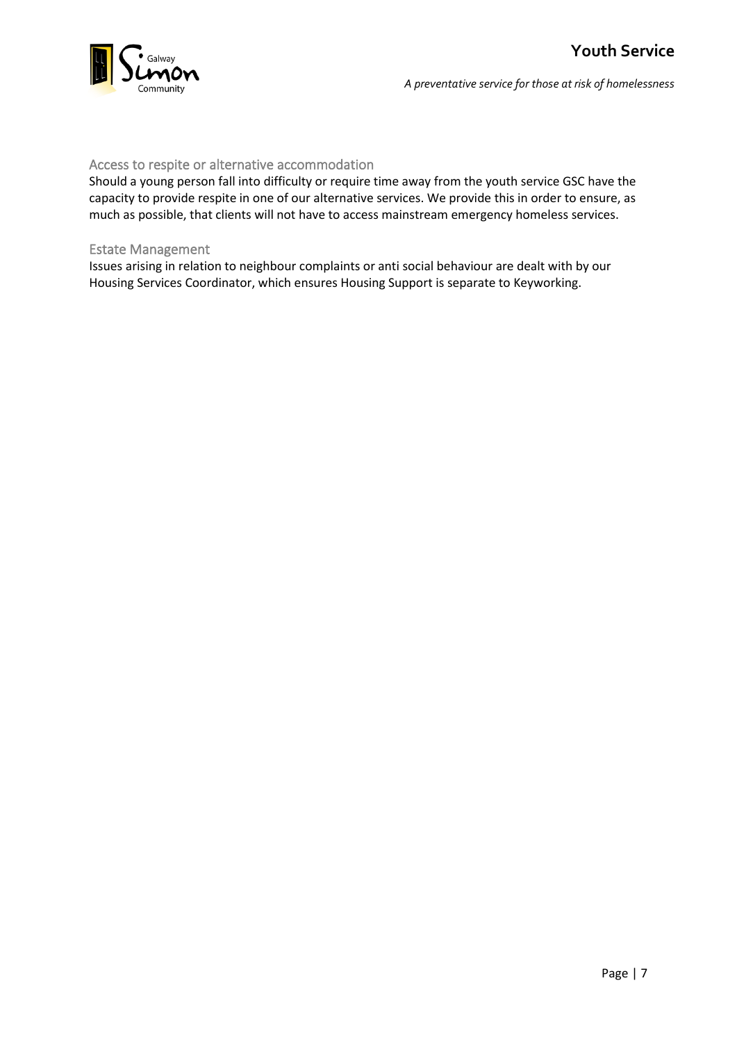## Access to respite or alternative accommodation

Should a young person fall into difficulty or require time away from the youth service GSC have the capacity to provide respite in one of our alternative services. We provide this in order to ensure, as much as possible, that clients will not have to access mainstream emergency homeless services.

## Estate Management

Issues arising in relation to neighbour complaints or anti social behaviour are dealt with by our Housing Services Coordinator, which ensures Housing Support is separate to Keyworking.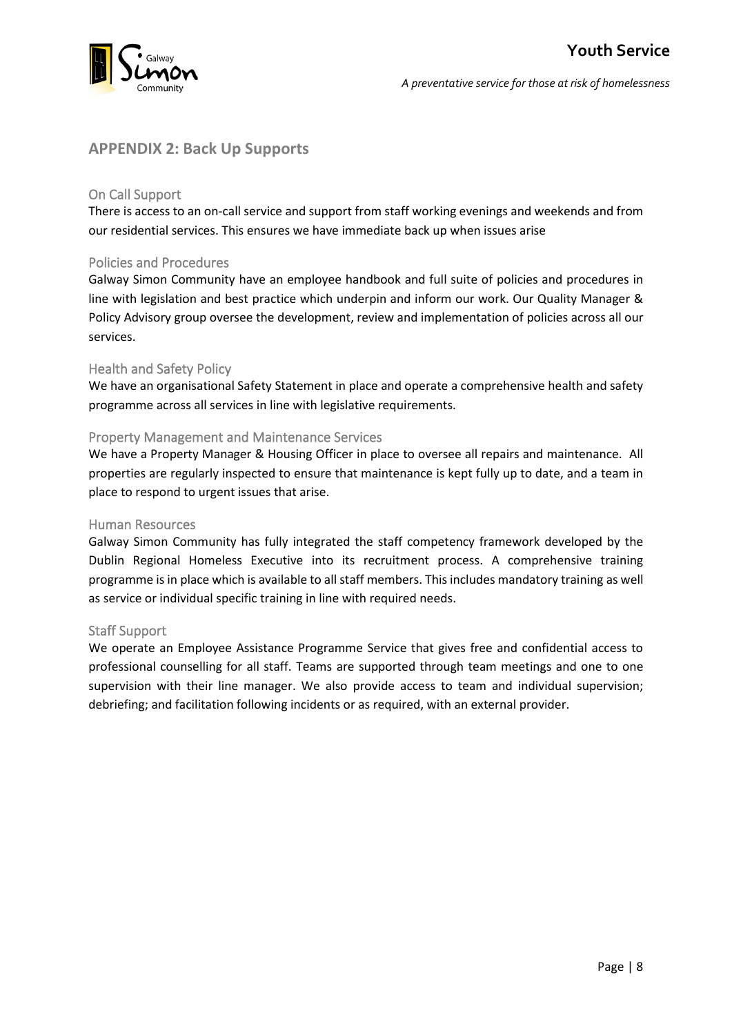## APPENDIX 2: Back Up Supports

### On Call Support

There is access to an on-call service and support from staff working evenings and weekends and from our residential services. This ensures we have immediate back up when issues arise

### Policies and Procedures

Galway Simon Community have an employee handbook and full suite of policies and procedures in line with legislation and best practice which underpin and inform our work. Our Quality Manager & Policy Advisory group oversee the development, review and implementation of policies across all our services.

### Health and Safety Policy

We have an organisational Safety Statement in place and operate a comprehensive health and safety programme across all services in line with legislative requirements.

### Property Management and Maintenance Services

We have a Property Manager & Housing Officer in place to oversee all repairs and maintenance. All properties are regularly inspected to ensure that maintenance is kept fully up to date, and a team in place to respond to urgent issues that arise.

### Human Resources

Galway Simon Community has fully integrated the staff competency framework developed by the Dublin Regional Homeless Executive into its recruitment process. A comprehensive training programme is in place which is available to all staff members. This includes mandatory training as well as service or individual specific training in line with required needs.

### Staff Support

We operate an Employee Assistance Programme Service that gives free and confidential access to professional counselling for all staff. Teams are supported through team meetings and one to one supervision with their line manager. We also provide access to team and individual supervision; debriefing; and facilitation following incidents or as required, with an external provider.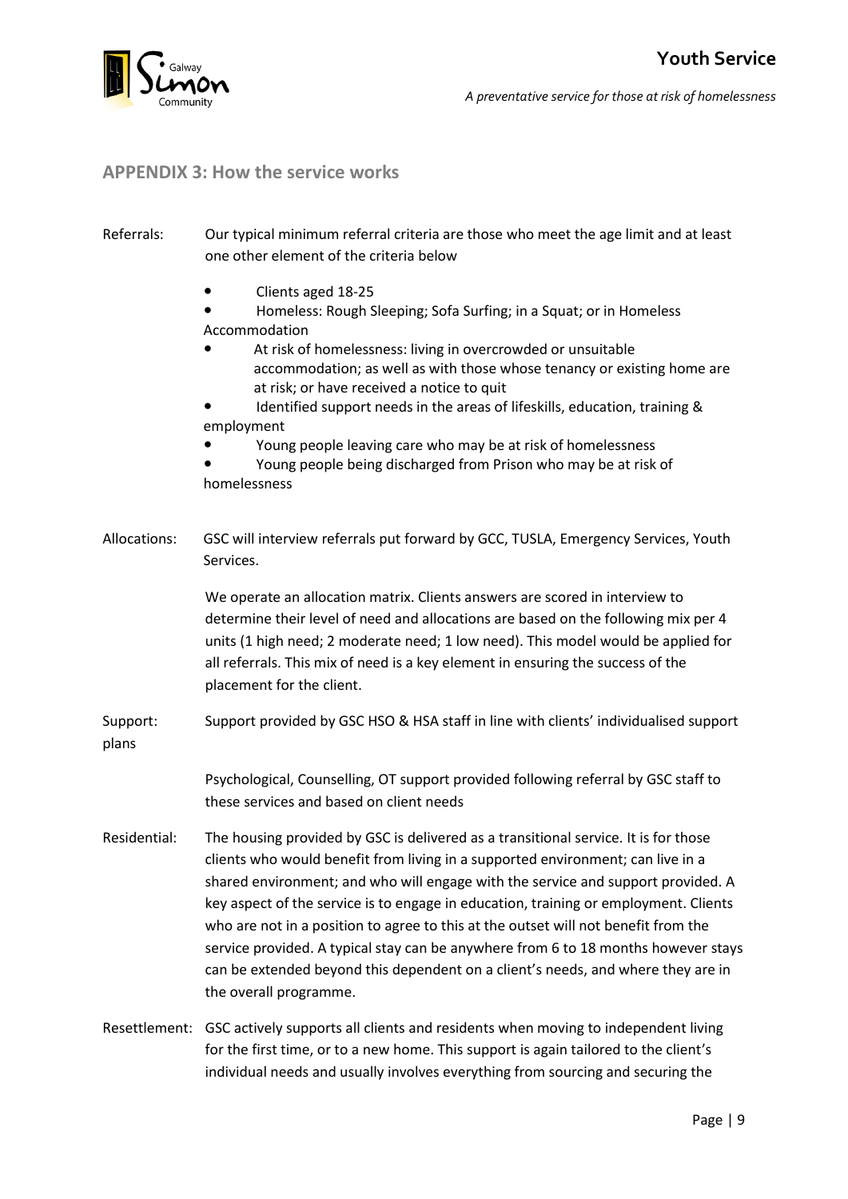## APPENDIX 3: How the service works

**Referrals:** Our typical minimum referral criteria are those who meet the age limit and at least one other element of the criteria below

- Clients aged 18-25
- Homeless: Rough Sleeping; Sofa Surfing; in a Squat; or in Homeless Accommodation
- At risk of homelessness: living in overcrowded or unsuitable accommodation; as well as with those whose tenancy or existing home are at risk; or have received a notice to quit
- Identified support needs in the areas of lifeskills, education, training & employment
- Young people leaving care who may be at risk of homelessness
- Young people being discharged from Prison who may be at risk of homelessness

**Allocations:** GSC will interview referrals put forward by GCC, TUSLA, Emergency Services, Youth Services.

We operate an allocation matrix. Clients answers are scored in interview to determine their level of need and allocations are based on the following mix per 4 units (1 high need; 2 moderate need; 1 low need). This model would be applied for all referrals. This mix of need is a key element in ensuring the success of the placement for the client.

**Support: plans** Support provided by GSC HSO & HSA staff in line with clients' individualised support

Psychological, Counselling, OT support provided following referral by GSC staff to these services and based on client needs

**Residential:** The housing provided by GSC is delivered as a transitional service. It is for those clients who would benefit from living in a supported environment; can live in a shared environment; and who will engage with the service and support provided. A key aspect of the service is to engage in education, training or employment. Clients who are not in a position to agree to this at the outset will not benefit from the service provided. A typical stay can be anywhere from 6 to 18 months however stays can be extended beyond this dependent on a client's needs, and where they are in the overall programme.

**Resettlement:** GSC actively supports all clients and residents when moving to independent living for the first time, or to a new home. This support is again tailored to the client's individual needs and usually involves everything from sourcing and securing the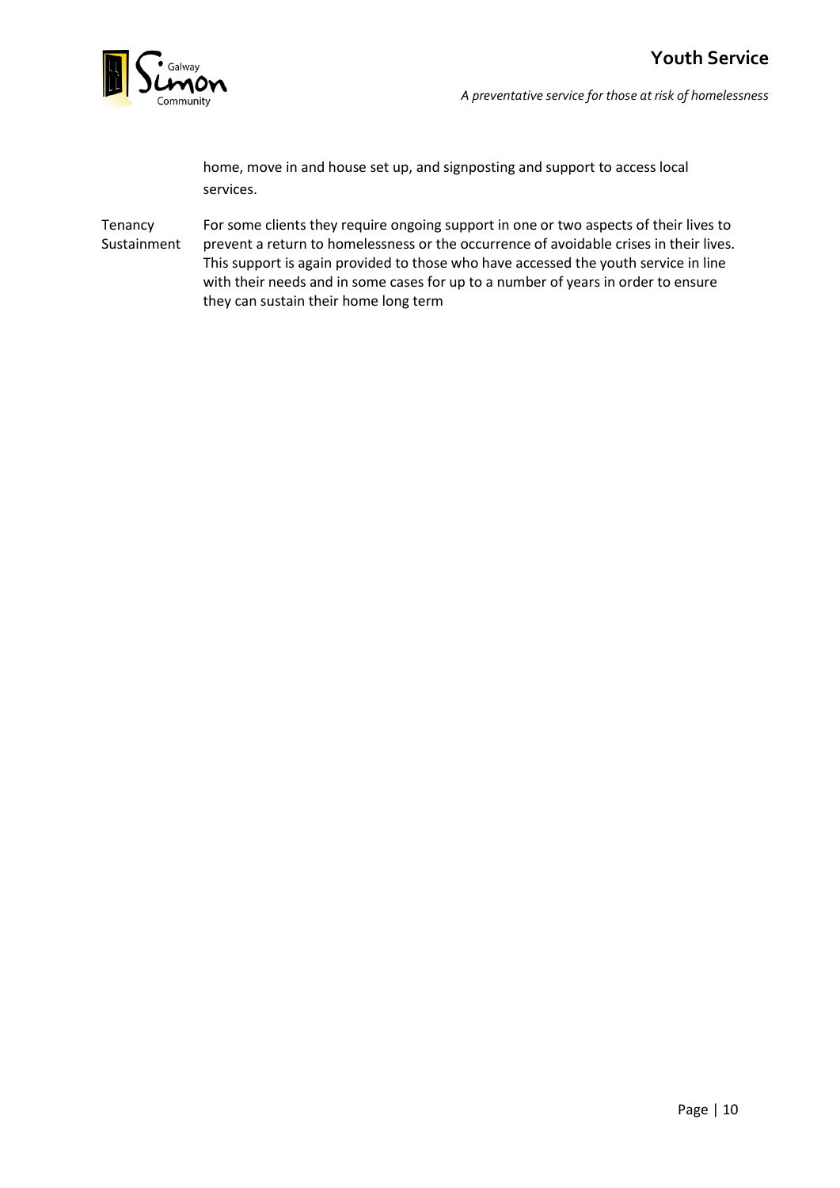|  |  |
| --- | --- |
|  | home, move in and house set up, and signposting and support to access local services. |
| Tenancy Sustainment | For some clients they require ongoing support in one or two aspects of their lives to prevent a return to homelessness or the occurrence of avoidable crises in their lives. This support is again provided to those who have accessed the youth service in line with their needs and in some cases for up to a number of years in order to ensure they can sustain their home long term |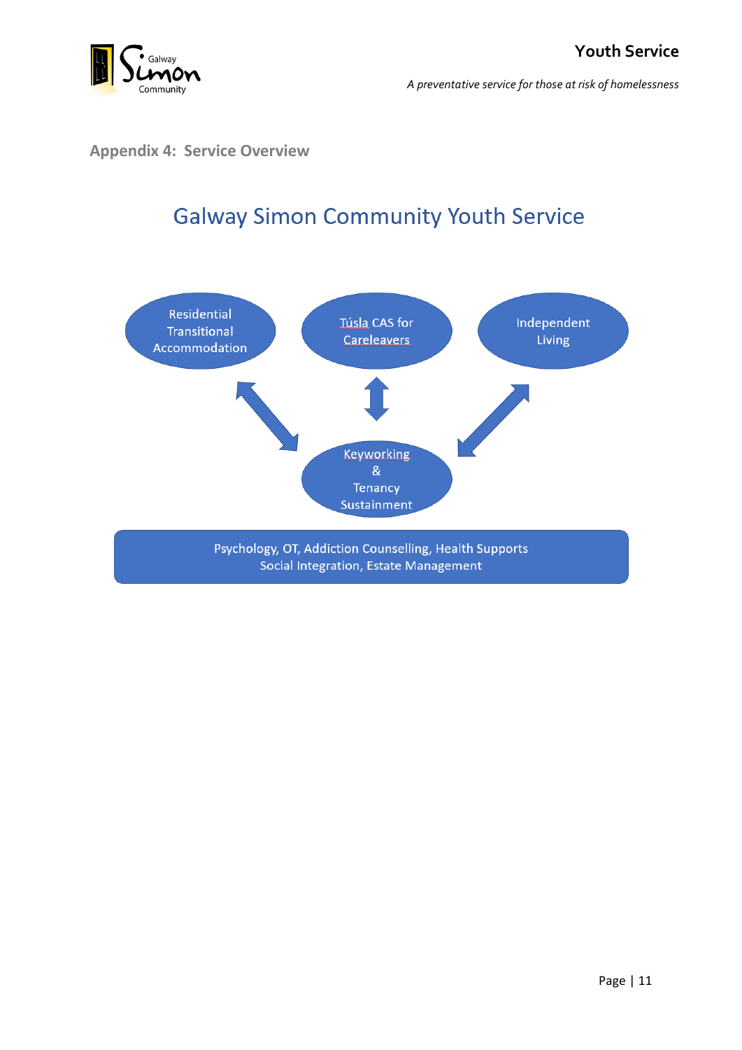## Appendix 4: Service Overview

# Galway Simon Community Youth Service

Residential Transitional Accommodation

Túsla CAS for Careleavers

Independent Living

Keyworking & Tenancy Sustainment

Psychology, OT, Addiction Counselling, Health Supports
Social Integration, Estate Management